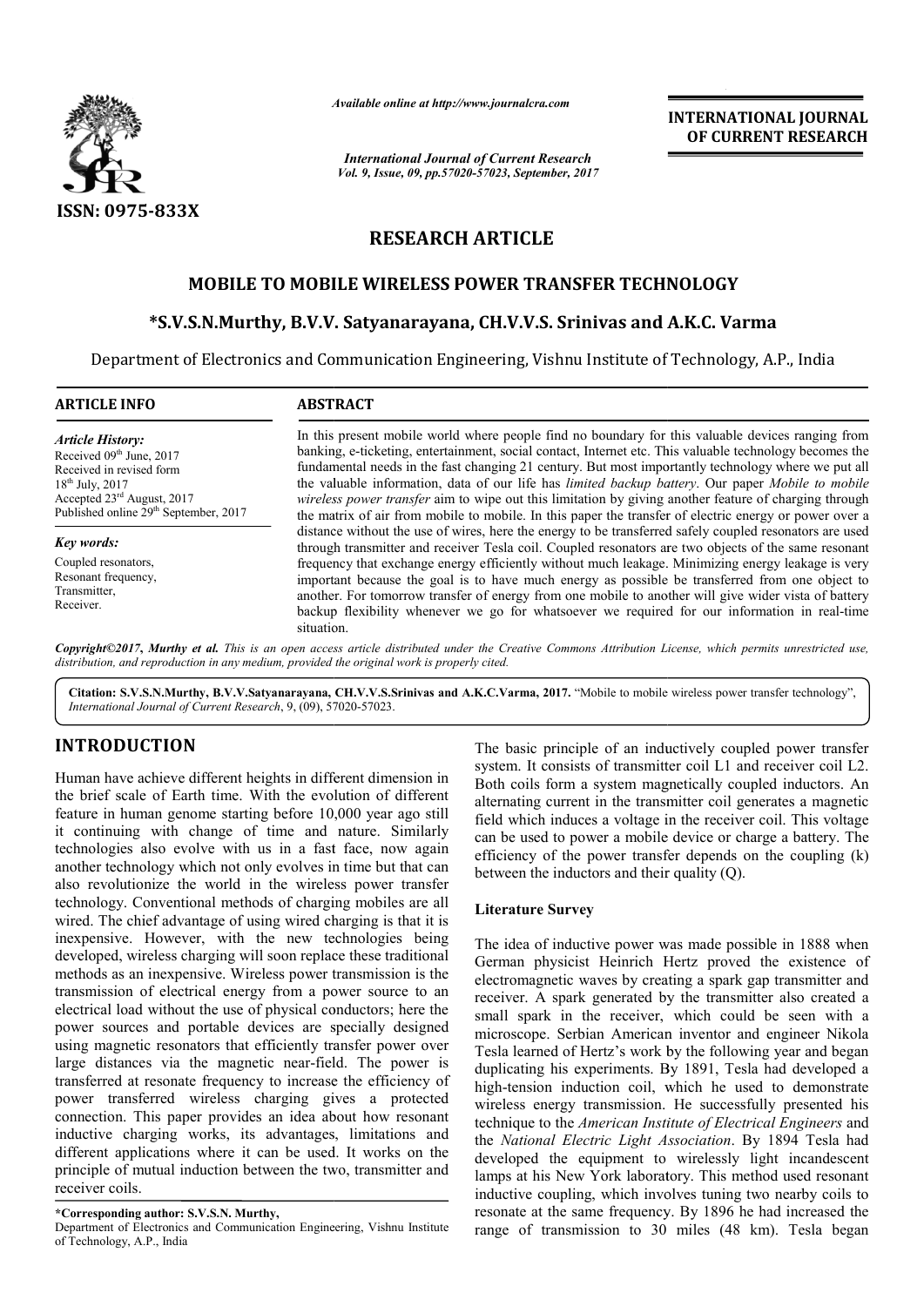# RESEARCH ARTICLE

## MOBILE TO MOBILE WIRELESS POWER TRANSFER TECHNOLOGY

**\*S.V.S.N.Murthy, B.V.V. Satyanarayana, CH.V.V.S. Srinivas and A.K.C. Varma**

Department of Electronics and Communication Engineering, Vishnu Institute of Technology, A.P., India

**ARTICLE INFO**

*Article History:*

Received 09th June, 2017
Received in revised form 18th July, 2017
Accepted 23rd August, 2017
Published online 29th September, 2017

*Key words:*

Coupled resonators, Resonant frequency, Transmitter, Receiver.

**ABSTRACT**

In this present mobile world where people find no boundary for this valuable devices ranging from banking, e-ticketing, entertainment, social contact, Internet etc. This valuable technology becomes the fundamental needs in the fast changing 21 century. But most importantly technology where we put all the valuable information, data of our life has *limited backup battery*. Our paper *Mobile to mobile wireless power transfer* aim to wipe out this limitation by giving another feature of charging through the matrix of air from mobile to mobile. In this paper the transfer of electric energy or power over a distance without the use of wires, here the energy to be transferred safely coupled resonators are used through transmitter and receiver Tesla coil. Coupled resonators are two objects of the same resonant frequency that exchange energy efficiently without much leakage. Minimizing energy leakage is very important because the goal is to have much energy as possible be transferred from one object to another. For tomorrow transfer of energy from one mobile to another will give wider vista of battery backup flexibility whenever we go for whatsoever we required for our information in real-time situation.

*Copyright©2017, Murthy et al. This is an open access article distributed under the Creative Commons Attribution License, which permits unrestricted use, distribution, and reproduction in any medium, provided the original work is properly cited.*

**Citation: S.V.S.N.Murthy, B.V.V.Satyanarayana, CH.V.V.S.Srinivas and A.K.C.Varma, 2017.** "Mobile to mobile wireless power transfer technology", *International Journal of Current Research*, 9, (09), 57020-57023.

## INTRODUCTION

Human have achieve different heights in different dimension in the brief scale of Earth time. With the evolution of different feature in human genome starting before 10,000 year ago still it continuing with change of time and nature. Similarly technologies also evolve with us in a fast face, now again another technology which not only evolves in time but that can also revolutionize the world in the wireless power transfer technology. Conventional methods of charging mobiles are all wired. The chief advantage of using wired charging is that it is inexpensive. However, with the new technologies being developed, wireless charging will soon replace these traditional methods as an inexpensive. Wireless power transmission is the transmission of electrical energy from a power source to an electrical load without the use of physical conductors; here the power sources and portable devices are specially designed using magnetic resonators that efficiently transfer power over large distances via the magnetic near-field. The power is transferred at resonate frequency to increase the efficiency of power transferred wireless charging gives a protected connection. This paper provides an idea about how resonant inductive charging works, its advantages, limitations and different applications where it can be used. It works on the principle of mutual induction between the two, transmitter and receiver coils.

The basic principle of an inductively coupled power transfer system. It consists of transmitter coil L1 and receiver coil L2. Both coils form a system magnetically coupled inductors. An alternating current in the transmitter coil generates a magnetic field which induces a voltage in the receiver coil. This voltage can be used to power a mobile device or charge a battery. The efficiency of the power transfer depends on the coupling (k) between the inductors and their quality (Q).

### Literature Survey

The idea of inductive power was made possible in 1888 when German physicist Heinrich Hertz proved the existence of electromagnetic waves by creating a spark gap transmitter and receiver. A spark generated by the transmitter also created a small spark in the receiver, which could be seen with a microscope. Serbian American inventor and engineer Nikola Tesla learned of Hertz's work by the following year and began duplicating his experiments. By 1891, Tesla had developed a high-tension induction coil, which he used to demonstrate wireless energy transmission. He successfully presented his technique to the *American Institute of Electrical Engineers* and the *National Electric Light Association*. By 1894 Tesla had developed the equipment to wirelessly light incandescent lamps at his New York laboratory. This method used resonant inductive coupling, which involves tuning two nearby coils to resonate at the same frequency. By 1896 he had increased the range of transmission to 30 miles (48 km). Tesla began

---

**\*Corresponding author: S.V.S.N. Murthy,**
Department of Electronics and Communication Engineering, Vishnu Institute of Technology, A.P., India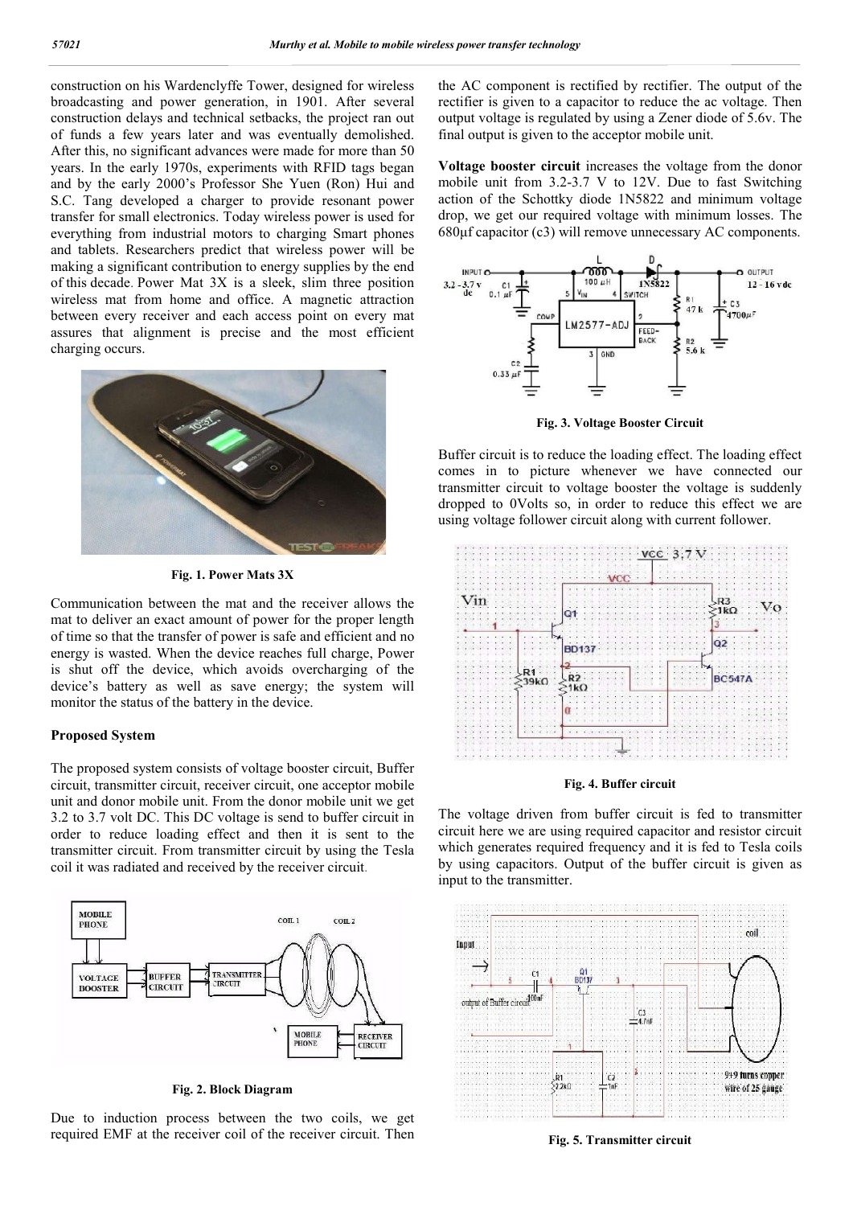construction on his Wardenclyffe Tower, designed for wireless broadcasting and power generation, in 1901. After several construction delays and technical setbacks, the project ran out of funds a few years later and was eventually demolished. After this, no significant advances were made for more than 50 years. In the early 1970s, experiments with RFID tags began and by the early 2000's Professor She Yuen (Ron) Hui and S.C. Tang developed a charger to provide resonant power transfer for small electronics. Today wireless power is used for everything from industrial motors to charging Smart phones and tablets. Researchers predict that wireless power will be making a significant contribution to energy supplies by the end of this decade. Power Mat 3X is a sleek, slim three position wireless mat from home and office. A magnetic attraction between every receiver and each access point on every mat assures that alignment is precise and the most efficient charging occurs.

**Fig. 1. Power Mats 3X**

Communication between the mat and the receiver allows the mat to deliver an exact amount of power for the proper length of time so that the transfer of power is safe and efficient and no energy is wasted. When the device reaches full charge, Power is shut off the device, which avoids overcharging of the device's battery as well as save energy; the system will monitor the status of the battery in the device.

## Proposed System

The proposed system consists of voltage booster circuit, Buffer circuit, transmitter circuit, receiver circuit, one acceptor mobile unit and donor mobile unit. From the donor mobile unit we get 3.2 to 3.7 volt DC. This DC voltage is send to buffer circuit in order to reduce loading effect and then it is sent to the transmitter circuit. From transmitter circuit by using the Tesla coil it was radiated and received by the receiver circuit.

**Fig. 2. Block Diagram**

Due to induction process between the two coils, we get required EMF at the receiver coil of the receiver circuit. Then the AC component is rectified by rectifier. The output of the rectifier is given to a capacitor to reduce the ac voltage. Then output voltage is regulated by using a Zener diode of 5.6v. The final output is given to the acceptor mobile unit.

**Voltage booster circuit** increases the voltage from the donor mobile unit from 3.2-3.7 V to 12V. Due to fast Switching action of the Schottky diode 1N5822 and minimum voltage drop, we get our required voltage with minimum losses. The 680μf capacitor (c3) will remove unnecessary AC components.

**Fig. 3. Voltage Booster Circuit**

Buffer circuit is to reduce the loading effect. The loading effect comes in to picture whenever we have connected our transmitter circuit to voltage booster the voltage is suddenly dropped to 0Volts so, in order to reduce this effect we are using voltage follower circuit along with current follower.

**Fig. 4. Buffer circuit**

The voltage driven from buffer circuit is fed to transmitter circuit here we are using required capacitor and resistor circuit which generates required frequency and it is fed to Tesla coils by using capacitors. Output of the buffer circuit is given as input to the transmitter.

**Fig. 5. Transmitter circuit**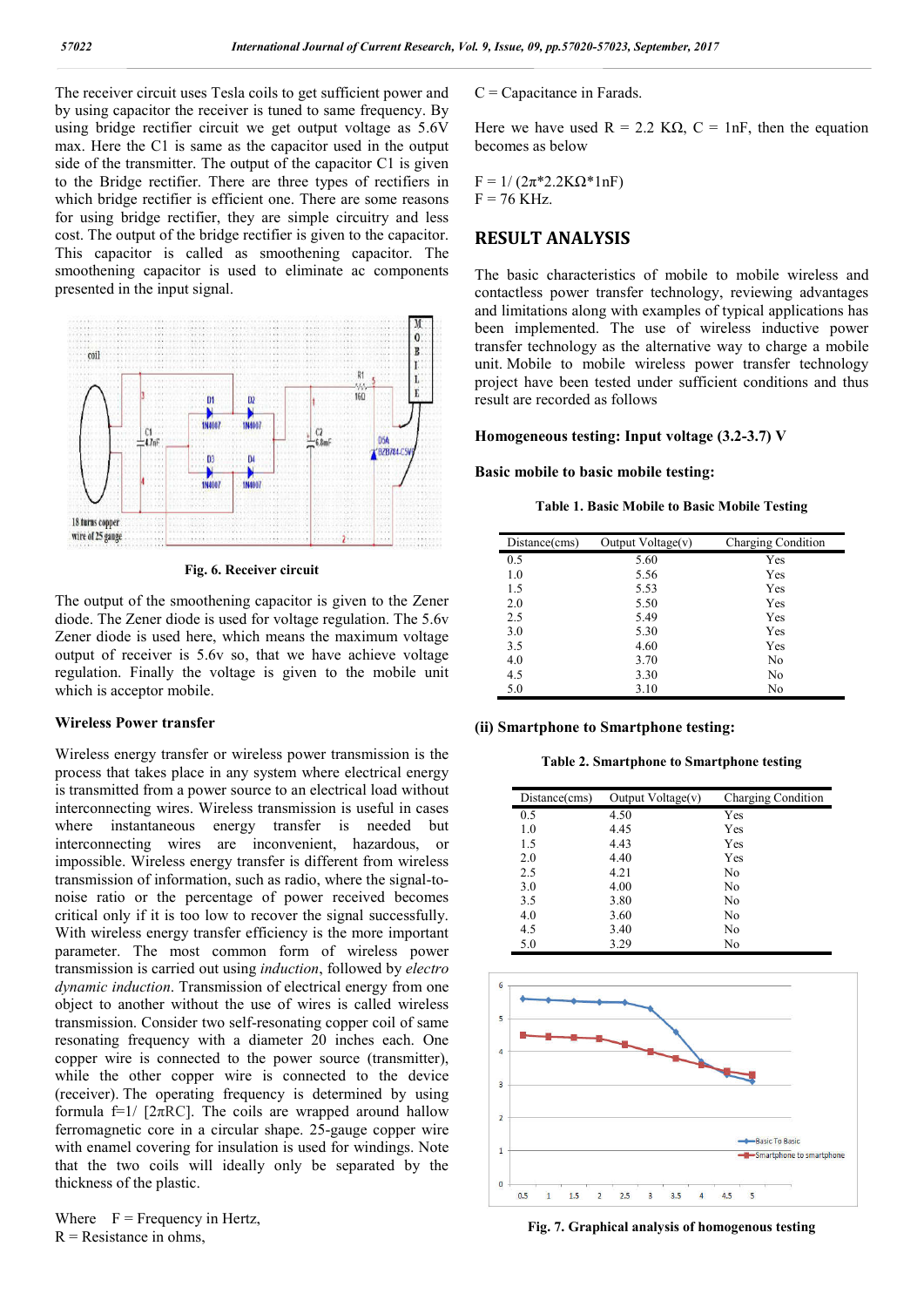The receiver circuit uses Tesla coils to get sufficient power and by using capacitor the receiver is tuned to same frequency. By using bridge rectifier circuit we get output voltage as 5.6V max. Here the C1 is same as the capacitor used in the output side of the transmitter. The output of the capacitor C1 is given to the Bridge rectifier. There are three types of rectifiers in which bridge rectifier is efficient one. There are some reasons for using bridge rectifier, they are simple circuitry and less cost. The output of the bridge rectifier is given to the capacitor. This capacitor is called as smoothening capacitor. The smoothening capacitor is used to eliminate ac components presented in the input signal.

Fig. 6. Receiver circuit

The output of the smoothening capacitor is given to the Zener diode. The Zener diode is used for voltage regulation. The 5.6v Zener diode is used here, which means the maximum voltage output of receiver is 5.6v so, that we have achieve voltage regulation. Finally the voltage is given to the mobile unit which is acceptor mobile.

### Wireless Power transfer

Wireless energy transfer or wireless power transmission is the process that takes place in any system where electrical energy is transmitted from a power source to an electrical load without interconnecting wires. Wireless transmission is useful in cases where instantaneous energy transfer is needed but interconnecting wires are inconvenient, hazardous, or impossible. Wireless energy transfer is different from wireless transmission of information, such as radio, where the signal-to-noise ratio or the percentage of power received becomes critical only if it is too low to recover the signal successfully. With wireless energy transfer efficiency is the more important parameter. The most common form of wireless power transmission is carried out using *induction*, followed by *electro dynamic induction*. Transmission of electrical energy from one object to another without the use of wires is called wireless transmission. Consider two self-resonating copper coil of same resonating frequency with a diameter 20 inches each. One copper wire is connected to the power source (transmitter), while the other copper wire is connected to the device (receiver). The operating frequency is determined by using formula $f=1/[2\pi RC]$. The coils are wrapped around hallow ferromagnetic core in a circular shape. 25-gauge copper wire with enamel covering for insulation is used for windings. Note that the two coils will ideally only be separated by the thickness of the plastic.

Where F = Frequency in Hertz,
R = Resistance in ohms,
C = Capacitance in Farads.

Here we have used R = 2.2 KΩ, C = 1nF, then the equation becomes as below

$$F = 1/(2\pi * 2.2K\Omega * 1nF)$$
$$F = 76 \text{ KHz.}$$

## RESULT ANALYSIS

The basic characteristics of mobile to mobile wireless and contactless power transfer technology, reviewing advantages and limitations along with examples of typical applications has been implemented. The use of wireless inductive power transfer technology as the alternative way to charge a mobile unit. Mobile to mobile wireless power transfer technology project have been tested under sufficient conditions and thus result are recorded as follows

**Homogeneous testing: Input voltage (3.2-3.7) V**

**Basic mobile to basic mobile testing:**

**Table 1. Basic Mobile to Basic Mobile Testing**

| Distance(cms) | Output Voltage(v) | Charging Condition |
|---|---|---|
| 0.5 | 5.60 | Yes |
| 1.0 | 5.56 | Yes |
| 1.5 | 5.53 | Yes |
| 2.0 | 5.50 | Yes |
| 2.5 | 5.49 | Yes |
| 3.0 | 5.30 | Yes |
| 3.5 | 4.60 | Yes |
| 4.0 | 3.70 | No |
| 4.5 | 3.30 | No |
| 5.0 | 3.10 | No |

**(ii) Smartphone to Smartphone testing:**

**Table 2. Smartphone to Smartphone testing**

| Distance(cms) | Output Voltage(v) | Charging Condition |
|---|---|---|
| 0.5 | 4.50 | Yes |
| 1.0 | 4.45 | Yes |
| 1.5 | 4.43 | Yes |
| 2.0 | 4.40 | Yes |
| 2.5 | 4.21 | No |
| 3.0 | 4.00 | No |
| 3.5 | 3.80 | No |
| 4.0 | 3.60 | No |
| 4.5 | 3.40 | No |
| 5.0 | 3.29 | No |

**Fig. 7. Graphical analysis of homogenous testing**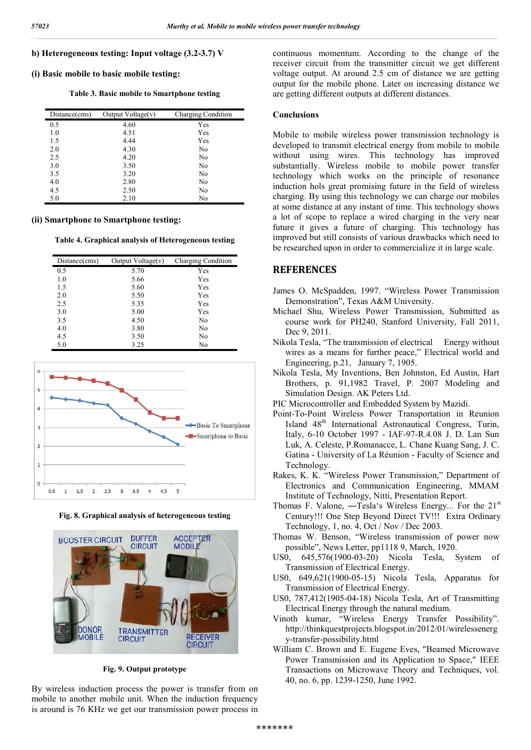**b) Heterogeneous testing: Input voltage (3.2-3.7) V**

**(i) Basic mobile to basic mobile testing:**

**Table 3. Basic mobile to Smartphone testing**

| Distance(cms) | Output Voltage(v) | Charging Condition |
|---|---|---|
| 0.5 | 4.60 | Yes |
| 1.0 | 4.51 | Yes |
| 1.5 | 4.44 | Yes |
| 2.0 | 4.30 | No |
| 2.5 | 4.20 | No |
| 3.0 | 3.50 | No |
| 3.5 | 3.20 | No |
| 4.0 | 2.80 | No |
| 4.5 | 2.50 | No |
| 5.0 | 2.10 | No |

**(ii) Smartphone to Smartphone testing:**

**Table 4. Graphical analysis of Heterogeneous testing**

| Distance(cms) | Output Voltage(v) | Charging Condition |
|---|---|---|
| 0.5 | 5.70 | Yes |
| 1.0 | 5.66 | Yes |
| 1.5 | 5.60 | Yes |
| 2.0 | 5.50 | Yes |
| 2.5 | 5.35 | Yes |
| 3.0 | 5.00 | Yes |
| 3.5 | 4.50 | No |
| 4.0 | 3.80 | No |
| 4.5 | 3.50 | No |
| 5.0 | 3.25 | No |

6
5
4
3
2
1
0
0.5 1 1.5 2 2.5 3 3.5 4 4.5 5
Basic To Smartphone
Smartphone to Basic

**Fig. 8. Graphical analysis of heterogeneous testing**

BOOSTER CIRCUIT BUFFER CIRCUIT ACCEPTER MOBILE DONOR MOBILE TRANSMITTER CIRCUIT RECEIVER CIRCUIT

**Fig. 9. Output prototype**

By wireless induction process the power is transfer from on mobile to another mobile unit. When the induction frequency is around is 76 KHz we get our transmission power process in continuous momentum. According to the change of the receiver circuit from the transmitter circuit we get different voltage output. At around 2.5 cm of distance we are getting output for the mobile phone. Later on increasing distance we are getting different outputs at different distances.

## Conclusions

Mobile to mobile wireless power transmission technology is developed to transmit electrical energy from mobile to mobile without using wires. This technology has improved substantially. Wireless mobile to mobile power transfer technology which works on the principle of resonance induction hols great promising future in the field of wireless charging. By using this technology we can charge our mobiles at some distance at any instant of time. This technology shows a lot of scope to replace a wired charging in the very near future it gives a future of charging. This technology has improved but still consists of various drawbacks which need to be researched upon in order to commercialize it in large scale.

## REFERENCES

James O. McSpadden, 1997. "Wireless Power Transmission Demonstration", Texas A&M University.

Michael Shu, Wireless Power Transmission, Submitted as course work for PH240, Stanford University, Fall 2011, Dec 9, 2011.

Nikola Tesla, "The transmission of electrical Energy without wires as a means for further peace," Electrical world and Engineering, p.21, January 7, 1905.

Nikola Tesla, My Inventions, Ben Johnston, Ed Austin, Hart Brothers, p. 91,1982 Travel, P. 2007 Modeling and Simulation Design. AK Peters Ltd.

PIC Microcontroller and Embedded System by Mazidi.

Point-To-Point Wireless Power Transportation in Reunion Island 48th International Astronautical Congress, Turin, Italy, 6-10 October 1997 - IAF-97-R.4.08 J. D. Lan Sun Luk, A. Celeste, P.Romanacce, L. Chane Kuang Sang, J. C. Gatina - University of La Réunion - Faculty of Science and Technology.

Rakes, K. K. "Wireless Power Transmission," Department of Electronics and Communication Engineering, MMAM Institute of Technology, Nitti, Presentation Report.

Thomas F. Valone, ―Tesla's Wireless Energy... For the 21st Century!!! One Step Beyond Direct TV!!! Extra Ordinary Technology, 1, no. 4, Oct / Nov / Dec 2003.

Thomas W. Benson, "Wireless transmission of power now possible", News Letter, pp1118 9, March, 1920.

US0, 645,576(1900-03-20) Nicola Tesla, System of Transmission of Electrical Energy.

US0, 649,621(1900-05-15) Nicola Tesla, Apparatus for Transmission of Electrical Energy.

US0, 787,412(1905-04-18) Nicola Tesla, Art of Transmitting Electrical Energy through the natural medium.

Vinoth kumar, "Wireless Energy Transfer Possibility". http://thinkquestprojects.blogspot.in/2012/01/wirelessenergy-transfer-possibility.html

William C. Brown and E. Eugene Eves, "Beamed Microwave Power Transmission and its Application to Space," IEEE Transactions on Microwave Theory and Techniques, vol. 40, no. 6, pp. 1239-1250, June 1992.

*******